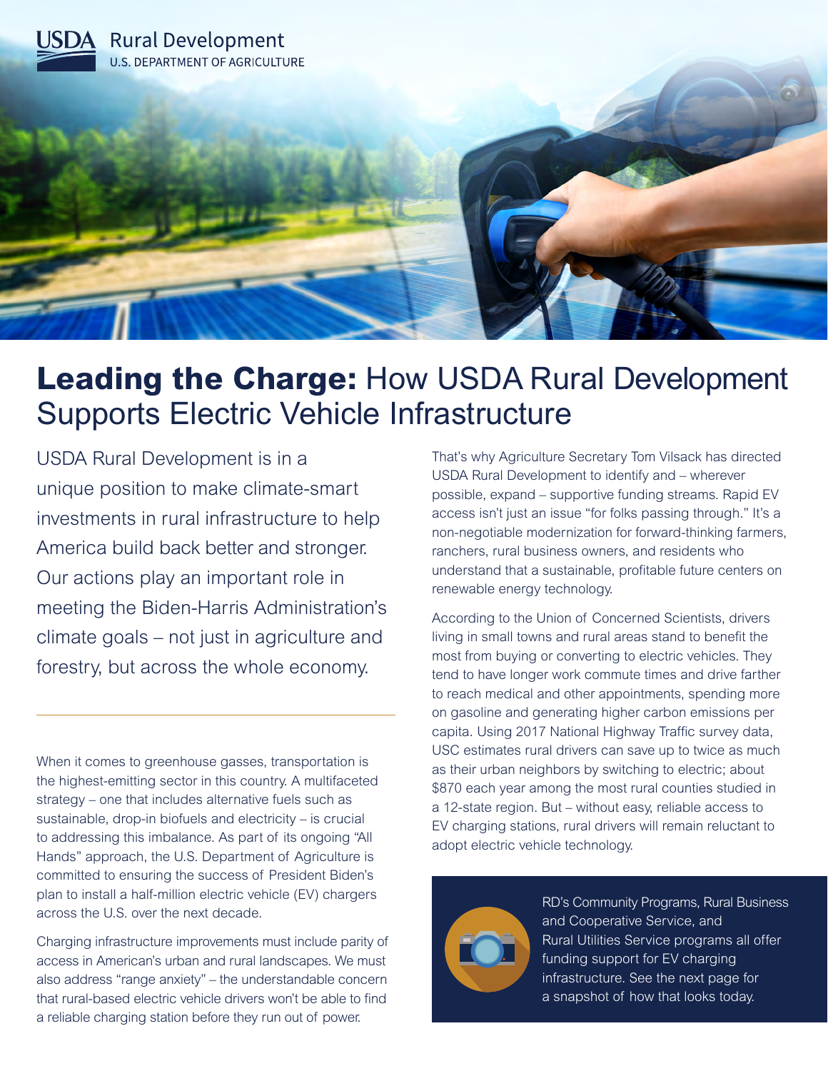USDA Rural Development
U.S. DEPARTMENT OF AGRICULTURE

# **Leading the Charge:** How USDA Rural Development Supports Electric Vehicle Infrastructure

USDA Rural Development is in a unique position to make climate-smart investments in rural infrastructure to help America build back better and stronger. Our actions play an important role in meeting the Biden-Harris Administration's climate goals – not just in agriculture and forestry, but across the whole economy.

---

When it comes to greenhouse gasses, transportation is the highest-emitting sector in this country. A multifaceted strategy – one that includes alternative fuels such as sustainable, drop-in biofuels and electricity – is crucial to addressing this imbalance. As part of its ongoing "All Hands" approach, the U.S. Department of Agriculture is committed to ensuring the success of President Biden's plan to install a half-million electric vehicle (EV) chargers across the U.S. over the next decade.

Charging infrastructure improvements must include parity of access in American's urban and rural landscapes. We must also address "range anxiety" – the understandable concern that rural-based electric vehicle drivers won't be able to find a reliable charging station before they run out of power.

That's why Agriculture Secretary Tom Vilsack has directed USDA Rural Development to identify and – wherever possible, expand – supportive funding streams. Rapid EV access isn't just an issue "for folks passing through." It's a non-negotiable modernization for forward-thinking farmers, ranchers, rural business owners, and residents who understand that a sustainable, profitable future centers on renewable energy technology.

According to the Union of Concerned Scientists, drivers living in small towns and rural areas stand to benefit the most from buying or converting to electric vehicles. They tend to have longer work commute times and drive farther to reach medical and other appointments, spending more on gasoline and generating higher carbon emissions per capita. Using 2017 National Highway Traffic survey data, USC estimates rural drivers can save up to twice as much as their urban neighbors by switching to electric; about $870 each year among the most rural counties studied in a 12-state region. But – without easy, reliable access to EV charging stations, rural drivers will remain reluctant to adopt electric vehicle technology.

RD's Community Programs, Rural Business and Cooperative Service, and Rural Utilities Service programs all offer funding support for EV charging infrastructure. See the next page for a snapshot of how that looks today.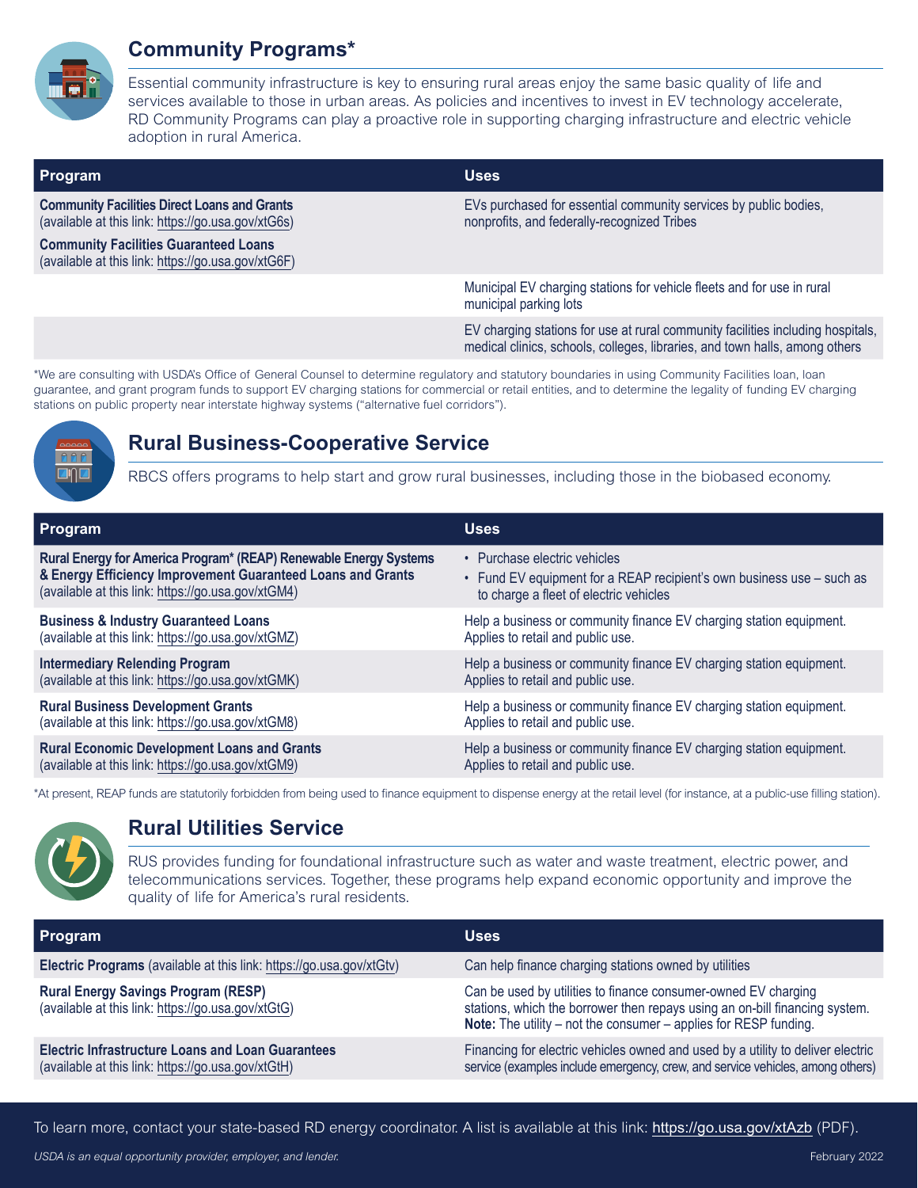## Community Programs*

Essential community infrastructure is key to ensuring rural areas enjoy the same basic quality of life and services available to those in urban areas. As policies and incentives to invest in EV technology accelerate, RD Community Programs can play a proactive role in supporting charging infrastructure and electric vehicle adoption in rural America.

| Program | Uses |
|---|---|
| **Community Facilities Direct Loans and Grants** (available at this link: https://go.usa.gov/xtG6s)<br>**Community Facilities Guaranteed Loans** (available at this link: https://go.usa.gov/xtG6F) | EVs purchased for essential community services by public bodies, nonprofits, and federally-recognized Tribes |
| | Municipal EV charging stations for vehicle fleets and for use in rural municipal parking lots |
| | EV charging stations for use at rural community facilities including hospitals, medical clinics, schools, colleges, libraries, and town halls, among others |

*We are consulting with USDA's Office of General Counsel to determine regulatory and statutory boundaries in using Community Facilities loan, loan guarantee, and grant program funds to support EV charging stations for commercial or retail entities, and to determine the legality of funding EV charging stations on public property near interstate highway systems ("alternative fuel corridors").

## Rural Business-Cooperative Service

RBCS offers programs to help start and grow rural businesses, including those in the biobased economy.

| Program | Uses |
|---|---|
| **Rural Energy for America Program* (REAP) Renewable Energy Systems & Energy Efficiency Improvement Guaranteed Loans and Grants** (available at this link: https://go.usa.gov/xtGM4) | • Purchase electric vehicles<br>• Fund EV equipment for a REAP recipient's own business use – such as to charge a fleet of electric vehicles |
| **Business & Industry Guaranteed Loans** (available at this link: https://go.usa.gov/xtGMZ) | Help a business or community finance EV charging station equipment. Applies to retail and public use. |
| **Intermediary Relending Program** (available at this link: https://go.usa.gov/xtGMK) | Help a business or community finance EV charging station equipment. Applies to retail and public use. |
| **Rural Business Development Grants** (available at this link: https://go.usa.gov/xtGM8) | Help a business or community finance EV charging station equipment. Applies to retail and public use. |
| **Rural Economic Development Loans and Grants** (available at this link: https://go.usa.gov/xtGM9) | Help a business or community finance EV charging station equipment. Applies to retail and public use. |

*At present, REAP funds are statutorily forbidden from being used to finance equipment to dispense energy at the retail level (for instance, at a public-use filling station).

## Rural Utilities Service

RUS provides funding for foundational infrastructure such as water and waste treatment, electric power, and telecommunications services. Together, these programs help expand economic opportunity and improve the quality of life for America's rural residents.

| Program | Uses |
|---|---|
| **Electric Programs** (available at this link: https://go.usa.gov/xtGtv) | Can help finance charging stations owned by utilities |
| **Rural Energy Savings Program (RESP)** (available at this link: https://go.usa.gov/xtGtG) | Can be used by utilities to finance consumer-owned EV charging stations, which the borrower then repays using an on-bill financing system. **Note:** The utility – not the consumer – applies for RESP funding. |
| **Electric Infrastructure Loans and Loan Guarantees** (available at this link: https://go.usa.gov/xtGtH) | Financing for electric vehicles owned and used by a utility to deliver electric service (examples include emergency, crew, and service vehicles, among others) |

To learn more, contact your state-based RD energy coordinator. A list is available at this link: https://go.usa.gov/xtAzb (PDF).

*USDA is an equal opportunity provider, employer, and lender.*

February 2022